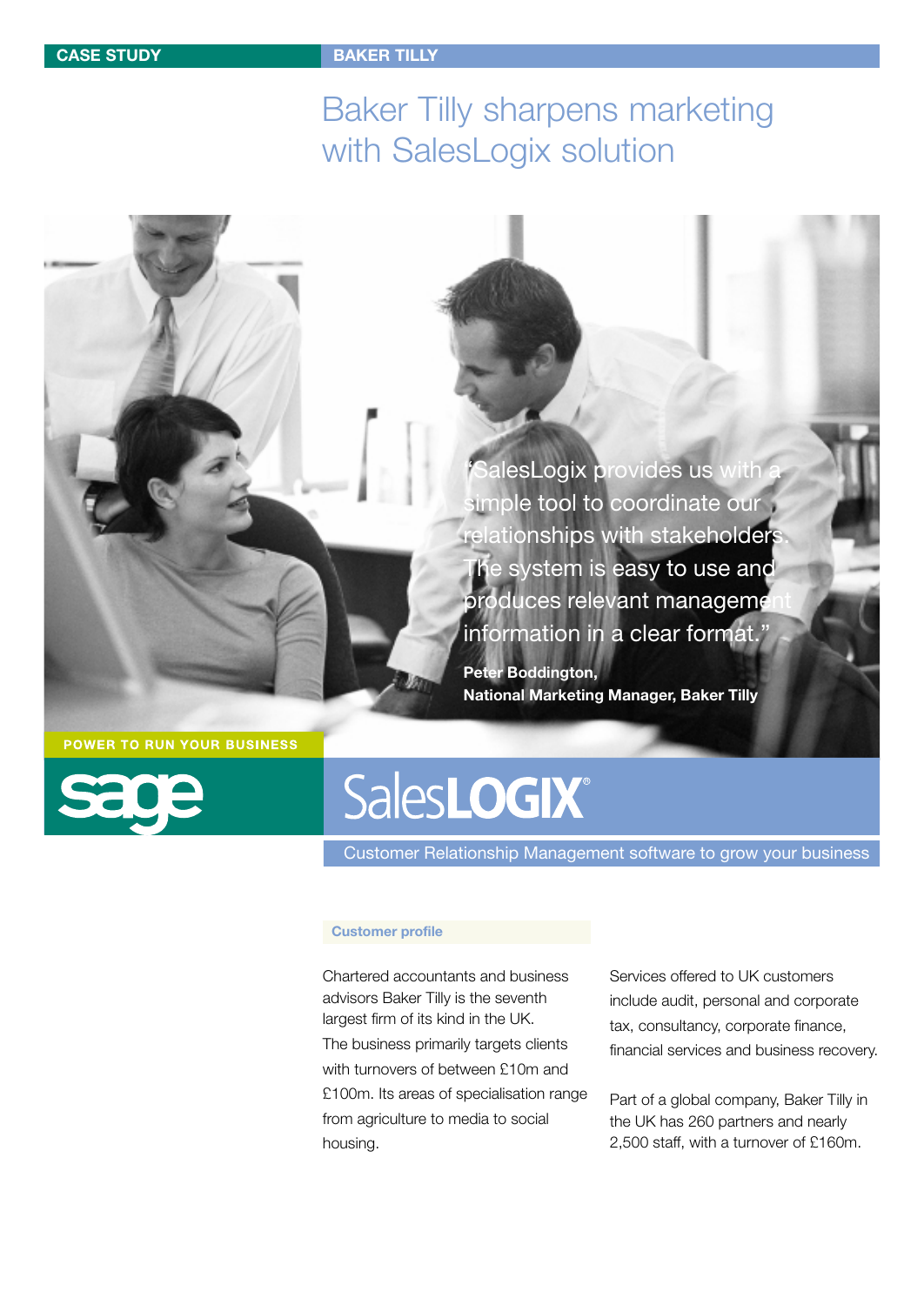CASE STUDY

BAKER TILLY

# Baker Tilly sharpens marketing with SalesLogix solution

"SalesLogix provides us with a simple tool to coordinate our relationships with stakeholders. The system is easy to use and produces relevant management information in a clear format."

**Peter Boddington,**
**National Marketing Manager, Baker Tilly**

POWER TO RUN YOUR BUSINESS

sage

SalesLOGIX®

Customer Relationship Management software to grow your business

## Customer profile

Chartered accountants and business advisors Baker Tilly is the seventh largest firm of its kind in the UK. The business primarily targets clients with turnovers of between £10m and £100m. Its areas of specialisation range from agriculture to media to social housing.

Services offered to UK customers include audit, personal and corporate tax, consultancy, corporate finance, financial services and business recovery.

Part of a global company, Baker Tilly in the UK has 260 partners and nearly 2,500 staff, with a turnover of £160m.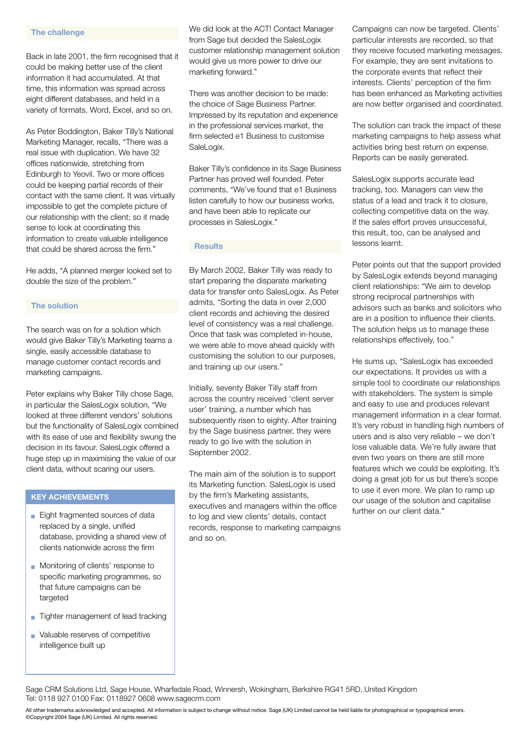## The challenge

Back in late 2001, the firm recognised that it could be making better use of the client information it had accumulated. At that time, this information was spread across eight different databases, and held in a variety of formats, Word, Excel, and so on.

As Peter Boddington, Baker Tilly's National Marketing Manager, recalls, "There was a real issue with duplication. We have 32 offices nationwide, stretching from Edinburgh to Yeovil. Two or more offices could be keeping partial records of their contact with the same client. It was virtually impossible to get the complete picture of our relationship with the client; so it made sense to look at coordinating this information to create valuable intelligence that could be shared across the firm."

He adds, "A planned merger looked set to double the size of the problem."

## The solution

The search was on for a solution which would give Baker Tilly's Marketing teams a single, easily accessible database to manage customer contact records and marketing campaigns.

Peter explains why Baker Tilly chose Sage, in particular the SalesLogix solution, "We looked at three different vendors' solutions but the functionality of SalesLogix combined with its ease of use and flexibility swung the decision in its favour. SalesLogix offered a huge step up in maximising the value of our client data, without scaring our users.

### KEY ACHIEVEMENTS

- Eight fragmented sources of data replaced by a single, unified database, providing a shared view of clients nationwide across the firm
- Monitoring of clients' response to specific marketing programmes, so that future campaigns can be targeted
- Tighter management of lead tracking
- Valuable reserves of competitive intelligence built up

We did look at the ACT! Contact Manager from Sage but decided the SalesLogix customer relationship management solution would give us more power to drive our marketing forward."

There was another decision to be made: the choice of Sage Business Partner. Impressed by its reputation and experience in the professional services market, the firm selected e1 Business to customise SaleLogix.

Baker Tilly's confidence in its Sage Business Partner has proved well founded. Peter comments, "We've found that e1 Business listen carefully to how our business works, and have been able to replicate our processes in SalesLogix."

## Results

By March 2002, Baker Tilly was ready to start preparing the disparate marketing data for transfer onto SalesLogix. As Peter admits, "Sorting the data in over 2,000 client records and achieving the desired level of consistency was a real challenge. Once that task was completed in-house, we were able to move ahead quickly with customising the solution to our purposes, and training up our users."

Initially, seventy Baker Tilly staff from across the country received 'client server user' training, a number which has subsequently risen to eighty. After training by the Sage business partner, they were ready to go live with the solution in September 2002.

The main aim of the solution is to support its Marketing function. SalesLogix is used by the firm's Marketing assistants, executives and managers within the office to log and view clients' details, contact records, response to marketing campaigns and so on.

Campaigns can now be targeted. Clients' particular interests are recorded, so that they receive focused marketing messages. For example, they are sent invitations to the corporate events that reflect their interests. Clients' perception of the firm has been enhanced as Marketing activities are now better organised and coordinated.

The solution can track the impact of these marketing campaigns to help assess what activities bring best return on expense. Reports can be easily generated.

SalesLogix supports accurate lead tracking, too. Managers can view the status of a lead and track it to closure, collecting competitive data on the way. If the sales effort proves unsuccessful, this result, too, can be analysed and lessons learnt.

Peter points out that the support provided by SalesLogix extends beyond managing client relationships: "We aim to develop strong reciprocal partnerships with advisors such as banks and solicitors who are in a position to influence their clients. The solution helps us to manage these relationships effectively, too."

He sums up, "SalesLogix has exceeded our expectations. It provides us with a simple tool to coordinate our relationships with stakeholders. The system is simple and easy to use and produces relevant management information in a clear format. It's very robust in handling high numbers of users and is also very reliable – we don't lose valuable data. We're fully aware that even two years on there are still more features which we could be exploiting. It's doing a great job for us but there's scope to use it even more. We plan to ramp up our usage of the solution and capitalise further on our client data."

Sage CRM Solutions Ltd, Sage House, Wharfedale Road, Winnersh, Wokingham, Berkshire RG41 5RD, United Kingdom
Tel: 0118 927 0100 Fax: 0118927 0608 www.sagecrm.com

All other trademarks acknowledged and accepted. All information is subject to change without notice. Sage (UK) Limited cannot be held liable for photographical or typographical errors.
©Copyright 2004 Sage (UK) Limited. All rights reserved.